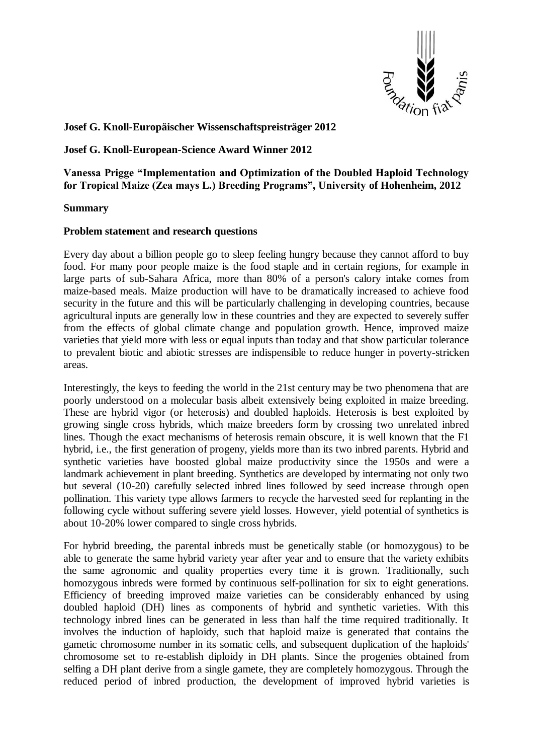**Josef G. Knoll-Europäischer Wissenschaftspreisträger 2012**

**Josef G. Knoll-European-Science Award Winner 2012**

**Vanessa Prigge "Implementation and Optimization of the Doubled Haploid Technology for Tropical Maize (Zea mays L.) Breeding Programs", University of Hohenheim, 2012**

**Summary**

**Problem statement and research questions**

Every day about a billion people go to sleep feeling hungry because they cannot afford to buy food. For many poor people maize is the food staple and in certain regions, for example in large parts of sub-Sahara Africa, more than 80% of a person's calory intake comes from maize-based meals. Maize production will have to be dramatically increased to achieve food security in the future and this will be particularly challenging in developing countries, because agricultural inputs are generally low in these countries and they are expected to severely suffer from the effects of global climate change and population growth. Hence, improved maize varieties that yield more with less or equal inputs than today and that show particular tolerance to prevalent biotic and abiotic stresses are indispensible to reduce hunger in poverty-stricken areas.

Interestingly, the keys to feeding the world in the 21st century may be two phenomena that are poorly understood on a molecular basis albeit extensively being exploited in maize breeding. These are hybrid vigor (or heterosis) and doubled haploids. Heterosis is best exploited by growing single cross hybrids, which maize breeders form by crossing two unrelated inbred lines. Though the exact mechanisms of heterosis remain obscure, it is well known that the F1 hybrid, i.e., the first generation of progeny, yields more than its two inbred parents. Hybrid and synthetic varieties have boosted global maize productivity since the 1950s and were a landmark achievement in plant breeding. Synthetics are developed by intermating not only two but several (10-20) carefully selected inbred lines followed by seed increase through open pollination. This variety type allows farmers to recycle the harvested seed for replanting in the following cycle without suffering severe yield losses. However, yield potential of synthetics is about 10-20% lower compared to single cross hybrids.

For hybrid breeding, the parental inbreds must be genetically stable (or homozygous) to be able to generate the same hybrid variety year after year and to ensure that the variety exhibits the same agronomic and quality properties every time it is grown. Traditionally, such homozygous inbreds were formed by continuous self-pollination for six to eight generations. Efficiency of breeding improved maize varieties can be considerably enhanced by using doubled haploid (DH) lines as components of hybrid and synthetic varieties. With this technology inbred lines can be generated in less than half the time required traditionally. It involves the induction of haploidy, such that haploid maize is generated that contains the gametic chromosome number in its somatic cells, and subsequent duplication of the haploids' chromosome set to re-establish diploidy in DH plants. Since the progenies obtained from selfing a DH plant derive from a single gamete, they are completely homozygous. Through the reduced period of inbred production, the development of improved hybrid varieties is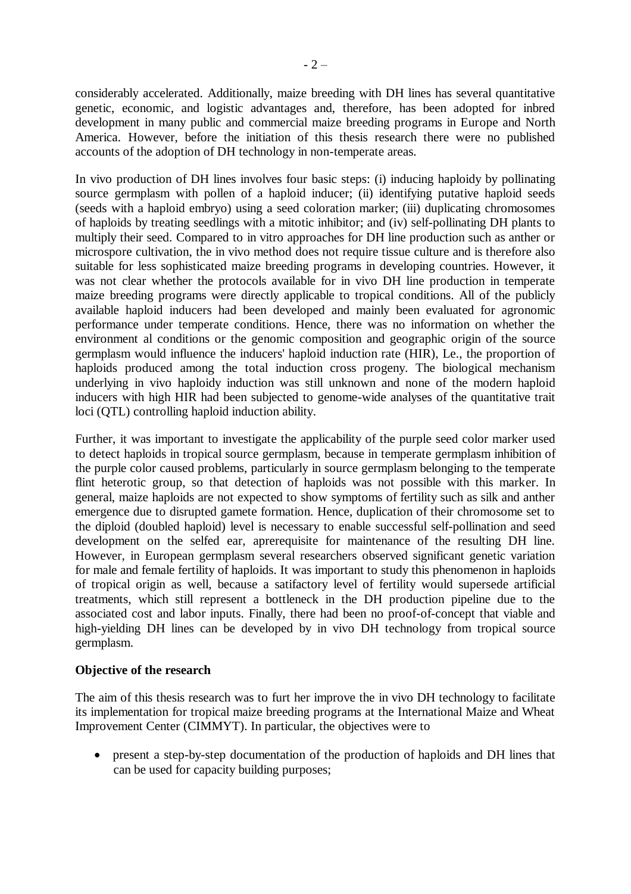considerably accelerated. Additionally, maize breeding with DH lines has several quantitative genetic, economic, and logistic advantages and, therefore, has been adopted for inbred development in many public and commercial maize breeding programs in Europe and North America. However, before the initiation of this thesis research there were no published accounts of the adoption of DH technology in non-temperate areas.

In vivo production of DH lines involves four basic steps: (i) inducing haploidy by pollinating source germplasm with pollen of a haploid inducer; (ii) identifying putative haploid seeds (seeds with a haploid embryo) using a seed coloration marker; (iii) duplicating chromosomes of haploids by treating seedlings with a mitotic inhibitor; and (iv) self-pollinating DH plants to multiply their seed. Compared to in vitro approaches for DH line production such as anther or microspore cultivation, the in vivo method does not require tissue culture and is therefore also suitable for less sophisticated maize breeding programs in developing countries. However, it was not clear whether the protocols available for in vivo DH line production in temperate maize breeding programs were directly applicable to tropical conditions. All of the publicly available haploid inducers had been developed and mainly been evaluated for agronomic performance under temperate conditions. Hence, there was no information on whether the environment al conditions or the genomic composition and geographic origin of the source germplasm would influence the inducers' haploid induction rate (HIR), I.e., the proportion of haploids produced among the total induction cross progeny. The biological mechanism underlying in vivo haploidy induction was still unknown and none of the modern haploid inducers with high HIR had been subjected to genome-wide analyses of the quantitative trait loci (QTL) controlling haploid induction ability.

Further, it was important to investigate the applicability of the purple seed color marker used to detect haploids in tropical source germplasm, because in temperate germplasm inhibition of the purple color caused problems, particularly in source germplasm belonging to the temperate flint heterotic group, so that detection of haploids was not possible with this marker. In general, maize haploids are not expected to show symptoms of fertility such as silk and anther emergence due to disrupted gamete formation. Hence, duplication of their chromosome set to the diploid (doubled haploid) level is necessary to enable successful self-pollination and seed development on the selfed ear, aprerequisite for maintenance of the resulting DH line. However, in European germplasm several researchers observed significant genetic variation for male and female fertility of haploids. It was important to study this phenomenon in haploids of tropical origin as well, because a satisfactory level of fertility would supersede artificial treatments, which still represent a bottleneck in the DH production pipeline due to the associated cost and labor inputs. Finally, there had been no proof-of-concept that viable and high-yielding DH lines can be developed by in vivo DH technology from tropical source germplasm.

**Objective of the research**

The aim of this thesis research was to furt her improve the in vivo DH technology to facilitate its implementation for tropical maize breeding programs at the International Maize and Wheat Improvement Center (CIMMYT). In particular, the objectives were to

- present a step-by-step documentation of the production of haploids and DH lines that can be used for capacity building purposes;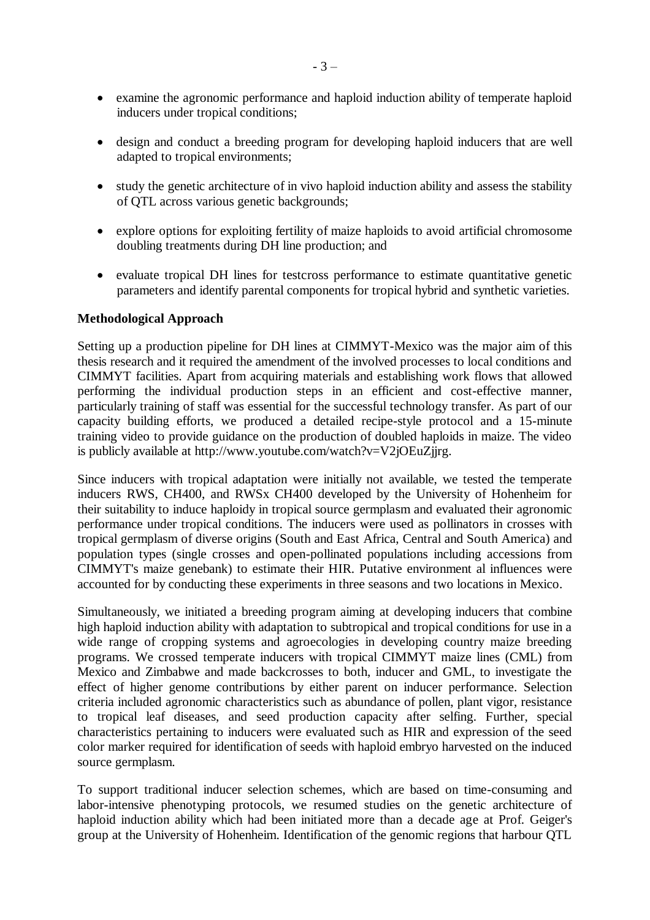- examine the agronomic performance and haploid induction ability of temperate haploid inducers under tropical conditions;
- design and conduct a breeding program for developing haploid inducers that are well adapted to tropical environments;
- study the genetic architecture of in vivo haploid induction ability and assess the stability of QTL across various genetic backgrounds;
- explore options for exploiting fertility of maize haploids to avoid artificial chromosome doubling treatments during DH line production; and
- evaluate tropical DH lines for testcross performance to estimate quantitative genetic parameters and identify parental components for tropical hybrid and synthetic varieties.

**Methodological Approach**

Setting up a production pipeline for DH lines at CIMMYT-Mexico was the major aim of this thesis research and it required the amendment of the involved processes to local conditions and CIMMYT facilities. Apart from acquiring materials and establishing work flows that allowed performing the individual production steps in an efficient and cost-effective manner, particularly training of staff was essential for the successful technology transfer. As part of our capacity building efforts, we produced a detailed recipe-style protocol and a 15-minute training video to provide guidance on the production of doubled haploids in maize. The video is publicly available at http://www.youtube.com/watch?v=V2jOEuZjjrg.

Since inducers with tropical adaptation were initially not available, we tested the temperate inducers RWS, CH400, and RWSx CH400 developed by the University of Hohenheim for their suitability to induce haploidy in tropical source germplasm and evaluated their agronomic performance under tropical conditions. The inducers were used as pollinators in crosses with tropical germplasm of diverse origins (South and East Africa, Central and South America) and population types (single crosses and open-pollinated populations including accessions from CIMMYT's maize genebank) to estimate their HIR. Putative environment al influences were accounted for by conducting these experiments in three seasons and two locations in Mexico.

Simultaneously, we initiated a breeding program aiming at developing inducers that combine high haploid induction ability with adaptation to subtropical and tropical conditions for use in a wide range of cropping systems and agroecologies in developing country maize breeding programs. We crossed temperate inducers with tropical CIMMYT maize lines (CML) from Mexico and Zimbabwe and made backcrosses to both, inducer and GML, to investigate the effect of higher genome contributions by either parent on inducer performance. Selection criteria included agronomic characteristics such as abundance of pollen, plant vigor, resistance to tropical leaf diseases, and seed production capacity after selfing. Further, special characteristics pertaining to inducers were evaluated such as HIR and expression of the seed color marker required for identification of seeds with haploid embryo harvested on the induced source germplasm.

To support traditional inducer selection schemes, which are based on time-consuming and labor-intensive phenotyping protocols, we resumed studies on the genetic architecture of haploid induction ability which had been initiated more than a decade age at Prof. Geiger's group at the University of Hohenheim. Identification of the genomic regions that harbour QTL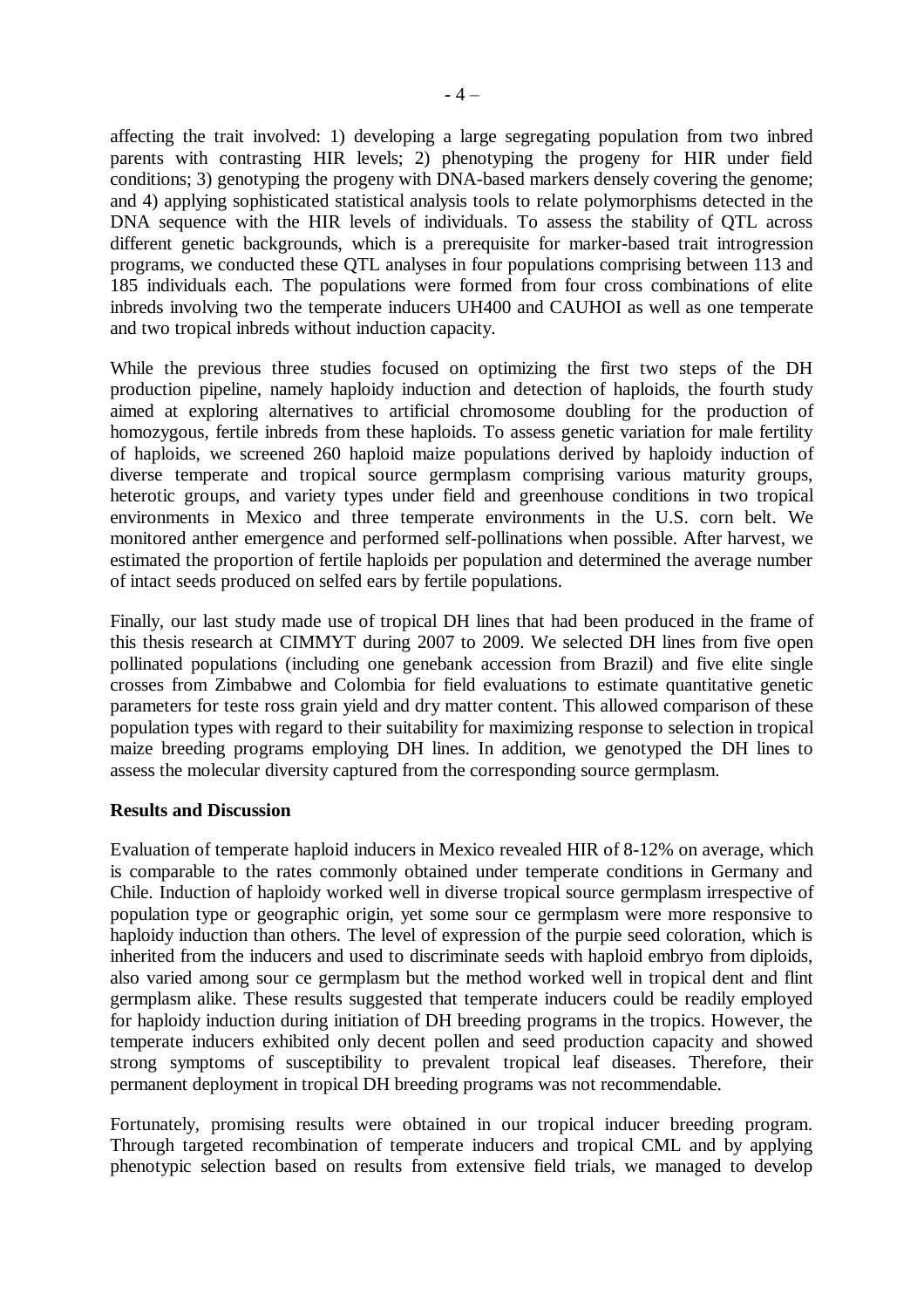affecting the trait involved: 1) developing a large segregating population from two inbred parents with contrasting HIR levels; 2) phenotyping the progeny for HIR under field conditions; 3) genotyping the progeny with DNA-based markers densely covering the genome; and 4) applying sophisticated statistical analysis tools to relate polymorphisms detected in the DNA sequence with the HIR levels of individuals. To assess the stability of QTL across different genetic backgrounds, which is a prerequisite for marker-based trait introgression programs, we conducted these QTL analyses in four populations comprising between 113 and 185 individuals each. The populations were formed from four cross combinations of elite inbreds involving two the temperate inducers UH400 and CAUHOI as well as one temperate and two tropical inbreds without induction capacity.

While the previous three studies focused on optimizing the first two steps of the DH production pipeline, namely haploidy induction and detection of haploids, the fourth study aimed at exploring alternatives to artificial chromosome doubling for the production of homozygous, fertile inbreds from these haploids. To assess genetic variation for male fertility of haploids, we screened 260 haploid maize populations derived by haploidy induction of diverse temperate and tropical source germplasm comprising various maturity groups, heterotic groups, and variety types under field and greenhouse conditions in two tropical environments in Mexico and three temperate environments in the U.S. corn belt. We monitored anther emergence and performed self-pollinations when possible. After harvest, we estimated the proportion of fertile haploids per population and determined the average number of intact seeds produced on selfed ears by fertile populations.

Finally, our last study made use of tropical DH lines that had been produced in the frame of this thesis research at CIMMYT during 2007 to 2009. We selected DH lines from five open pollinated populations (including one genebank accession from Brazil) and five elite single crosses from Zimbabwe and Colombia for field evaluations to estimate quantitative genetic parameters for teste ross grain yield and dry matter content. This allowed comparison of these population types with regard to their suitability for maximizing response to selection in tropical maize breeding programs employing DH lines. In addition, we genotyped the DH lines to assess the molecular diversity captured from the corresponding source germplasm.

**Results and Discussion**

Evaluation of temperate haploid inducers in Mexico revealed HIR of 8-12% on average, which is comparable to the rates commonly obtained under temperate conditions in Germany and Chile. Induction of haploidy worked well in diverse tropical source germplasm irrespective of population type or geographic origin, yet some sour ce germplasm were more responsive to haploidy induction than others. The level of expression of the purpie seed coloration, which is inherited from the inducers and used to discriminate seeds with haploid embryo from diploids, also varied among sour ce germplasm but the method worked well in tropical dent and flint germplasm alike. These results suggested that temperate inducers could be readily employed for haploidy induction during initiation of DH breeding programs in the tropics. However, the temperate inducers exhibited only decent pollen and seed production capacity and showed strong symptoms of susceptibility to prevalent tropical leaf diseases. Therefore, their permanent deployment in tropical DH breeding programs was not recommendable.

Fortunately, promising results were obtained in our tropical inducer breeding program. Through targeted recombination of temperate inducers and tropical CML and by applying phenotypic selection based on results from extensive field trials, we managed to develop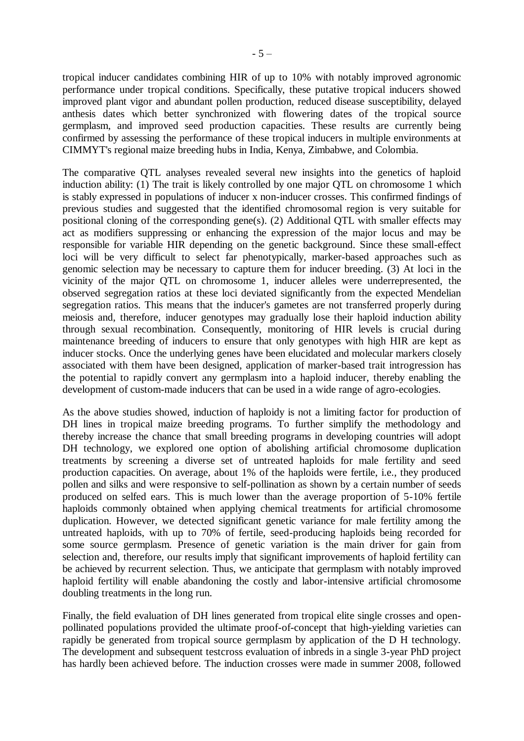tropical inducer candidates combining HIR of up to 10% with notably improved agronomic performance under tropical conditions. Specifically, these putative tropical inducers showed improved plant vigor and abundant pollen production, reduced disease susceptibility, delayed anthesis dates which better synchronized with flowering dates of the tropical source germplasm, and improved seed production capacities. These results are currently being confirmed by assessing the performance of these tropical inducers in multiple environments at CIMMYT's regional maize breeding hubs in India, Kenya, Zimbabwe, and Colombia.

The comparative QTL analyses revealed several new insights into the genetics of haploid induction ability: (1) The trait is likely controlled by one major QTL on chromosome 1 which is stably expressed in populations of inducer x non-inducer crosses. This confirmed findings of previous studies and suggested that the identified chromosomal region is very suitable for positional cloning of the corresponding gene(s). (2) Additional QTL with smaller effects may act as modifiers suppressing or enhancing the expression of the major locus and may be responsible for variable HIR depending on the genetic background. Since these small-effect loci will be very difficult to select far phenotypically, marker-based approaches such as genomic selection may be necessary to capture them for inducer breeding. (3) At loci in the vicinity of the major QTL on chromosome 1, inducer alleles were underrepresented, the observed segregation ratios at these loci deviated significantly from the expected Mendelian segregation ratios. This means that the inducer's gametes are not transferred properly during meiosis and, therefore, inducer genotypes may gradually lose their haploid induction ability through sexual recombination. Consequently, monitoring of HIR levels is crucial during maintenance breeding of inducers to ensure that only genotypes with high HIR are kept as inducer stocks. Once the underlying genes have been elucidated and molecular markers closely associated with them have been designed, application of marker-based trait introgression has the potential to rapidly convert any germplasm into a haploid inducer, thereby enabling the development of custom-made inducers that can be used in a wide range of agro-ecologies.

As the above studies showed, induction of haploidy is not a limiting factor for production of DH lines in tropical maize breeding programs. To further simplify the methodology and thereby increase the chance that small breeding programs in developing countries will adopt DH technology, we explored one option of abolishing artificial chromosome duplication treatments by screening a diverse set of untreated haploids for male fertility and seed production capacities. On average, about 1% of the haploids were fertile, i.e., they produced pollen and silks and were responsive to self-pollination as shown by a certain number of seeds produced on selfed ears. This is much lower than the average proportion of 5-10% fertile haploids commonly obtained when applying chemical treatments for artificial chromosome duplication. However, we detected significant genetic variance for male fertility among the untreated haploids, with up to 70% of fertile, seed-producing haploids being recorded for some source germplasm. Presence of genetic variation is the main driver for gain from selection and, therefore, our results imply that significant improvements of haploid fertility can be achieved by recurrent selection. Thus, we anticipate that germplasm with notably improved haploid fertility will enable abandoning the costly and labor-intensive artificial chromosome doubling treatments in the long run.

Finally, the field evaluation of DH lines generated from tropical elite single crosses and open-pollinated populations provided the ultimate proof-of-concept that high-yielding varieties can rapidly be generated from tropical source germplasm by application of the D H technology. The development and subsequent testcross evaluation of inbreds in a single 3-year PhD project has hardly been achieved before. The induction crosses were made in summer 2008, followed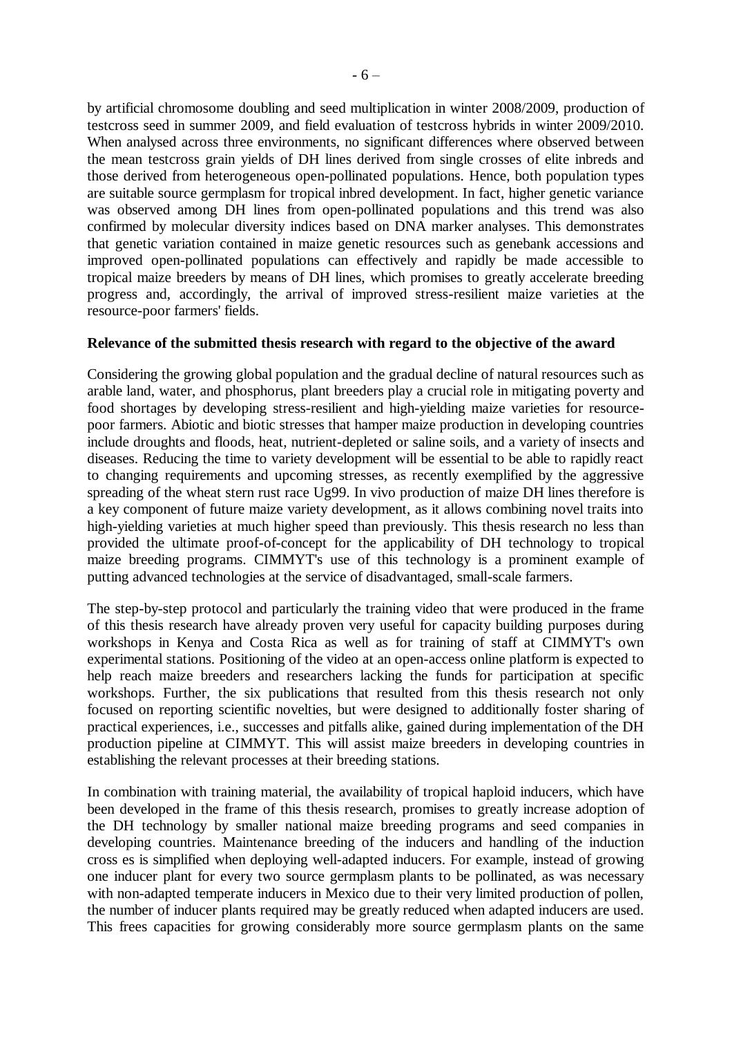by artificial chromosome doubling and seed multiplication in winter 2008/2009, production of testcross seed in summer 2009, and field evaluation of testcross hybrids in winter 2009/2010. When analysed across three environments, no significant differences where observed between the mean testcross grain yields of DH lines derived from single crosses of elite inbreds and those derived from heterogeneous open-pollinated populations. Hence, both population types are suitable source germplasm for tropical inbred development. In fact, higher genetic variance was observed among DH lines from open-pollinated populations and this trend was also confirmed by molecular diversity indices based on DNA marker analyses. This demonstrates that genetic variation contained in maize genetic resources such as genebank accessions and improved open-pollinated populations can effectively and rapidly be made accessible to tropical maize breeders by means of DH lines, which promises to greatly accelerate breeding progress and, accordingly, the arrival of improved stress-resilient maize varieties at the resource-poor farmers' fields.

**Relevance of the submitted thesis research with regard to the objective of the award**

Considering the growing global population and the gradual decline of natural resources such as arable land, water, and phosphorus, plant breeders play a crucial role in mitigating poverty and food shortages by developing stress-resilient and high-yielding maize varieties for resource-poor farmers. Abiotic and biotic stresses that hamper maize production in developing countries include droughts and floods, heat, nutrient-depleted or saline soils, and a variety of insects and diseases. Reducing the time to variety development will be essential to be able to rapidly react to changing requirements and upcoming stresses, as recently exemplified by the aggressive spreading of the wheat stern rust race Ug99. In vivo production of maize DH lines therefore is a key component of future maize variety development, as it allows combining novel traits into high-yielding varieties at much higher speed than previously. This thesis research no less than provided the ultimate proof-of-concept for the applicability of DH technology to tropical maize breeding programs. CIMMYT's use of this technology is a prominent example of putting advanced technologies at the service of disadvantaged, small-scale farmers.

The step-by-step protocol and particularly the training video that were produced in the frame of this thesis research have already proven very useful for capacity building purposes during workshops in Kenya and Costa Rica as well as for training of staff at CIMMYT's own experimental stations. Positioning of the video at an open-access online platform is expected to help reach maize breeders and researchers lacking the funds for participation at specific workshops. Further, the six publications that resulted from this thesis research not only focused on reporting scientific novelties, but were designed to additionally foster sharing of practical experiences, i.e., successes and pitfalls alike, gained during implementation of the DH production pipeline at CIMMYT. This will assist maize breeders in developing countries in establishing the relevant processes at their breeding stations.

In combination with training material, the availability of tropical haploid inducers, which have been developed in the frame of this thesis research, promises to greatly increase adoption of the DH technology by smaller national maize breeding programs and seed companies in developing countries. Maintenance breeding of the inducers and handling of the induction cross es is simplified when deploying well-adapted inducers. For example, instead of growing one inducer plant for every two source germplasm plants to be pollinated, as was necessary with non-adapted temperate inducers in Mexico due to their very limited production of pollen, the number of inducer plants required may be greatly reduced when adapted inducers are used. This frees capacities for growing considerably more source germplasm plants on the same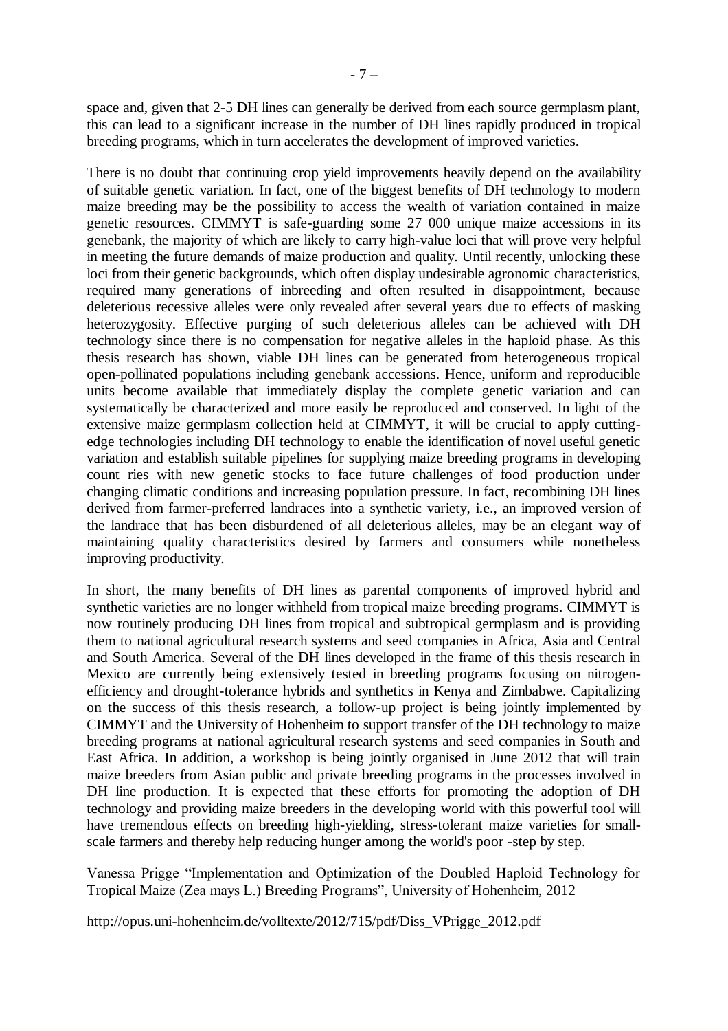space and, given that 2-5 DH lines can generally be derived from each source germplasm plant, this can lead to a significant increase in the number of DH lines rapidly produced in tropical breeding programs, which in turn accelerates the development of improved varieties.

There is no doubt that continuing crop yield improvements heavily depend on the availability of suitable genetic variation. In fact, one of the biggest benefits of DH technology to modern maize breeding may be the possibility to access the wealth of variation contained in maize genetic resources. CIMMYT is safe-guarding some 27 000 unique maize accessions in its genebank, the majority of which are likely to carry high-value loci that will prove very helpful in meeting the future demands of maize production and quality. Until recently, unlocking these loci from their genetic backgrounds, which often display undesirable agronomic characteristics, required many generations of inbreeding and often resulted in disappointment, because deleterious recessive alleles were only revealed after several years due to effects of masking heterozygosity. Effective purging of such deleterious alleles can be achieved with DH technology since there is no compensation for negative alleles in the haploid phase. As this thesis research has shown, viable DH lines can be generated from heterogeneous tropical open-pollinated populations including genebank accessions. Hence, uniform and reproducible units become available that immediately display the complete genetic variation and can systematically be characterized and more easily be reproduced and conserved. In light of the extensive maize germplasm collection held at CIMMYT, it will be crucial to apply cutting-edge technologies including DH technology to enable the identification of novel useful genetic variation and establish suitable pipelines for supplying maize breeding programs in developing count ries with new genetic stocks to face future challenges of food production under changing climatic conditions and increasing population pressure. In fact, recombining DH lines derived from farmer-preferred landraces into a synthetic variety, i.e., an improved version of the landrace that has been disburdened of all deleterious alleles, may be an elegant way of maintaining quality characteristics desired by farmers and consumers while nonetheless improving productivity.

In short, the many benefits of DH lines as parental components of improved hybrid and synthetic varieties are no longer withheld from tropical maize breeding programs. CIMMYT is now routinely producing DH lines from tropical and subtropical germplasm and is providing them to national agricultural research systems and seed companies in Africa, Asia and Central and South America. Several of the DH lines developed in the frame of this thesis research in Mexico are currently being extensively tested in breeding programs focusing on nitrogen-efficiency and drought-tolerance hybrids and synthetics in Kenya and Zimbabwe. Capitalizing on the success of this thesis research, a follow-up project is being jointly implemented by CIMMYT and the University of Hohenheim to support transfer of the DH technology to maize breeding programs at national agricultural research systems and seed companies in South and East Africa. In addition, a workshop is being jointly organised in June 2012 that will train maize breeders from Asian public and private breeding programs in the processes involved in DH line production. It is expected that these efforts for promoting the adoption of DH technology and providing maize breeders in the developing world with this powerful tool will have tremendous effects on breeding high-yielding, stress-tolerant maize varieties for small-scale farmers and thereby help reducing hunger among the world's poor -step by step.

Vanessa Prigge "Implementation and Optimization of the Doubled Haploid Technology for Tropical Maize (Zea mays L.) Breeding Programs", University of Hohenheim, 2012

http://opus.uni-hohenheim.de/volltexte/2012/715/pdf/Diss_VPrigge_2012.pdf